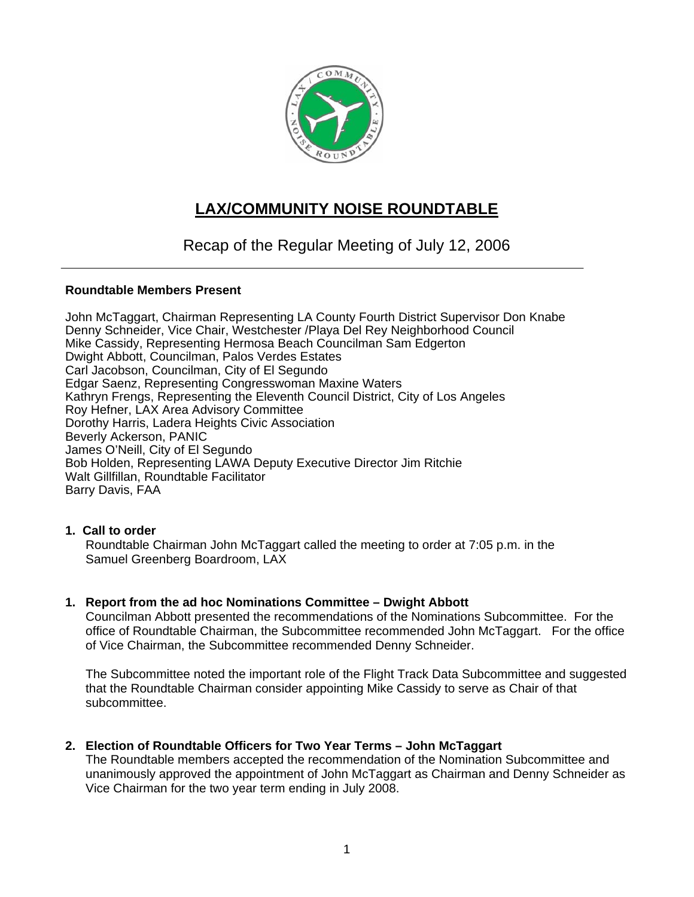# LAX/COMMUNITY NOISE ROUNDTABLE

Recap of the Regular Meeting of July 12, 2006

---

**Roundtable Members Present**

John McTaggart, Chairman Representing LA County Fourth District Supervisor Don Knabe
Denny Schneider, Vice Chair, Westchester /Playa Del Rey Neighborhood Council
Mike Cassidy, Representing Hermosa Beach Councilman Sam Edgerton
Dwight Abbott, Councilman, Palos Verdes Estates
Carl Jacobson, Councilman, City of El Segundo
Edgar Saenz, Representing Congresswoman Maxine Waters
Kathryn Frengs, Representing the Eleventh Council District, City of Los Angeles
Roy Hefner, LAX Area Advisory Committee
Dorothy Harris, Ladera Heights Civic Association
Beverly Ackerson, PANIC
James O'Neill, City of El Segundo
Bob Holden, Representing LAWA Deputy Executive Director Jim Ritchie
Walt Gillfillan, Roundtable Facilitator
Barry Davis, FAA

**1. Call to order**

Roundtable Chairman John McTaggart called the meeting to order at 7:05 p.m. in the Samuel Greenberg Boardroom, LAX

**1. Report from the ad hoc Nominations Committee – Dwight Abbott**

Councilman Abbott presented the recommendations of the Nominations Subcommittee. For the office of Roundtable Chairman, the Subcommittee recommended John McTaggart. For the office of Vice Chairman, the Subcommittee recommended Denny Schneider.

The Subcommittee noted the important role of the Flight Track Data Subcommittee and suggested that the Roundtable Chairman consider appointing Mike Cassidy to serve as Chair of that subcommittee.

**2. Election of Roundtable Officers for Two Year Terms – John McTaggart**

The Roundtable members accepted the recommendation of the Nomination Subcommittee and unanimously approved the appointment of John McTaggart as Chairman and Denny Schneider as Vice Chairman for the two year term ending in July 2008.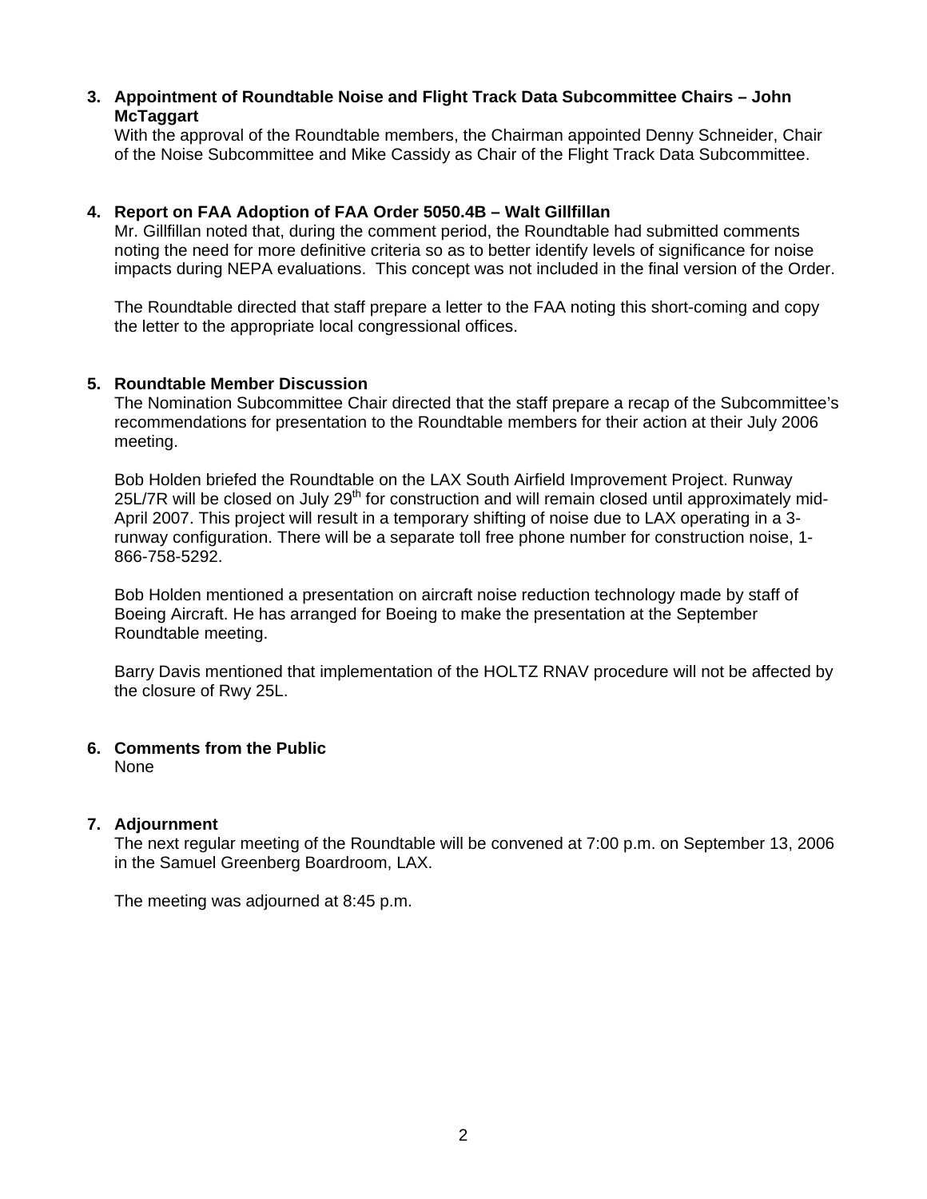3. **Appointment of Roundtable Noise and Flight Track Data Subcommittee Chairs – John McTaggart**
   With the approval of the Roundtable members, the Chairman appointed Denny Schneider, Chair of the Noise Subcommittee and Mike Cassidy as Chair of the Flight Track Data Subcommittee.

4. **Report on FAA Adoption of FAA Order 5050.4B – Walt Gillfillan**
   Mr. Gillfillan noted that, during the comment period, the Roundtable had submitted comments noting the need for more definitive criteria so as to better identify levels of significance for noise impacts during NEPA evaluations. This concept was not included in the final version of the Order.

   The Roundtable directed that staff prepare a letter to the FAA noting this short-coming and copy the letter to the appropriate local congressional offices.

5. **Roundtable Member Discussion**
   The Nomination Subcommittee Chair directed that the staff prepare a recap of the Subcommittee's recommendations for presentation to the Roundtable members for their action at their July 2006 meeting.

   Bob Holden briefed the Roundtable on the LAX South Airfield Improvement Project. Runway 25L/7R will be closed on July 29th for construction and will remain closed until approximately mid-April 2007. This project will result in a temporary shifting of noise due to LAX operating in a 3-runway configuration. There will be a separate toll free phone number for construction noise, 1-866-758-5292.

   Bob Holden mentioned a presentation on aircraft noise reduction technology made by staff of Boeing Aircraft. He has arranged for Boeing to make the presentation at the September Roundtable meeting.

   Barry Davis mentioned that implementation of the HOLTZ RNAV procedure will not be affected by the closure of Rwy 25L.

6. **Comments from the Public**
   None

7. **Adjournment**
   The next regular meeting of the Roundtable will be convened at 7:00 p.m. on September 13, 2006 in the Samuel Greenberg Boardroom, LAX.

   The meeting was adjourned at 8:45 p.m.